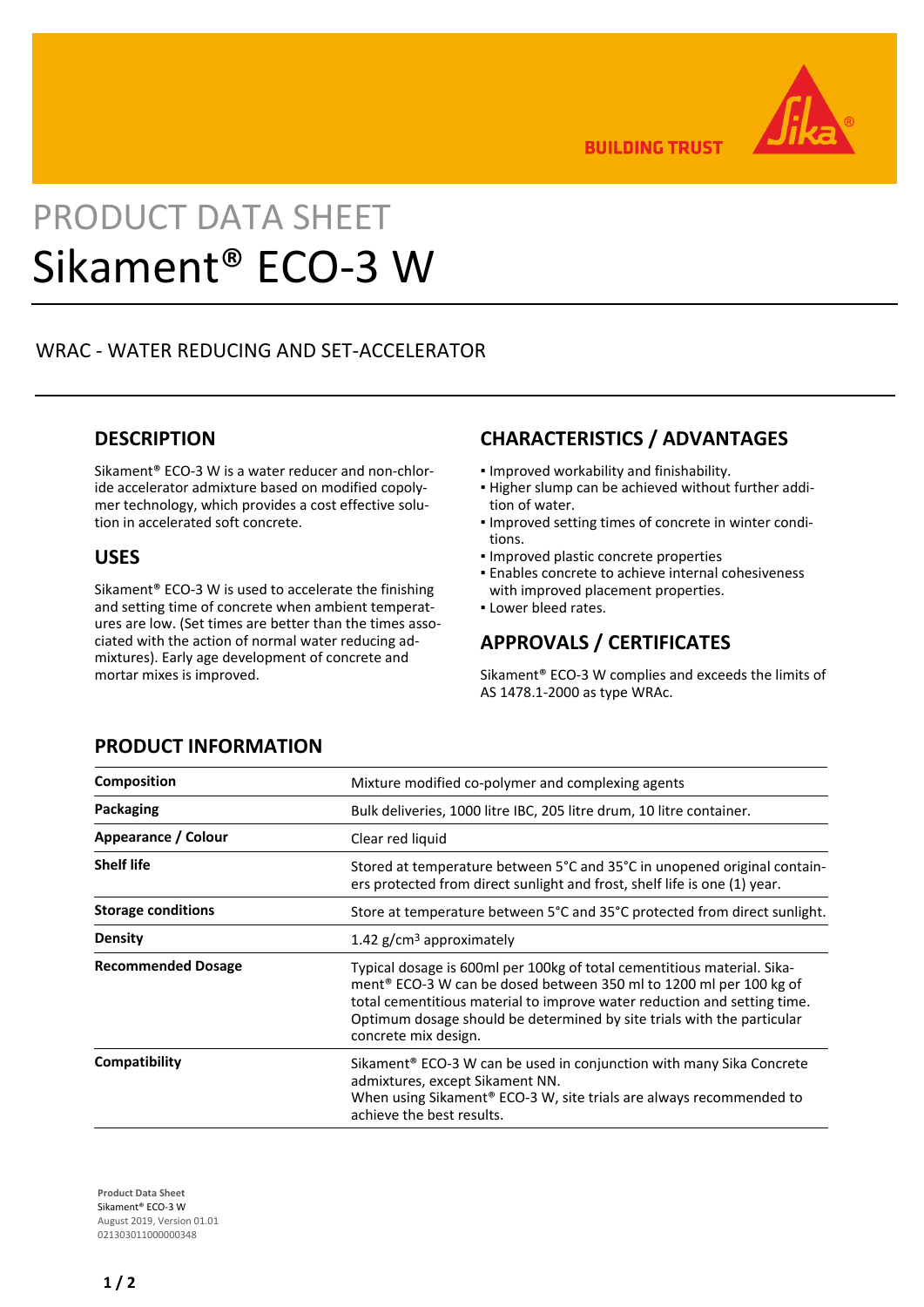BUILDING TRUST

PRODUCT DATA SHEET

# Sikament® ECO-3 W

WRAC - WATER REDUCING AND SET-ACCELERATOR

## DESCRIPTION

Sikament® ECO-3 W is a water reducer and non-chloride accelerator admixture based on modified copolymer technology, which provides a cost effective solution in accelerated soft concrete.

## USES

Sikament® ECO-3 W is used to accelerate the finishing and setting time of concrete when ambient temperatures are low. (Set times are better than the times associated with the action of normal water reducing admixtures). Early age development of concrete and mortar mixes is improved.

## CHARACTERISTICS / ADVANTAGES

- Improved workability and finishability.
- Higher slump can be achieved without further addition of water.
- Improved setting times of concrete in winter conditions.
- Improved plastic concrete properties
- Enables concrete to achieve internal cohesiveness with improved placement properties.
- Lower bleed rates.

## APPROVALS / CERTIFICATES

Sikament® ECO-3 W complies and exceeds the limits of AS 1478.1-2000 as type WRAc.

## PRODUCT INFORMATION

| | |
|---|---|
| **Composition** | Mixture modified co-polymer and complexing agents |
| **Packaging** | Bulk deliveries, 1000 litre IBC, 205 litre drum, 10 litre container. |
| **Appearance / Colour** | Clear red liquid |
| **Shelf life** | Stored at temperature between 5°C and 35°C in unopened original containers protected from direct sunlight and frost, shelf life is one (1) year. |
| **Storage conditions** | Store at temperature between 5°C and 35°C protected from direct sunlight. |
| **Density** | 1.42 g/cm³ approximately |
| **Recommended Dosage** | Typical dosage is 600ml per 100kg of total cementitious material. Sikament® ECO-3 W can be dosed between 350 ml to 1200 ml per 100 kg of total cementitious material to improve water reduction and setting time. Optimum dosage should be determined by site trials with the particular concrete mix design. |
| **Compatibility** | Sikament® ECO-3 W can be used in conjunction with many Sika Concrete admixtures, except Sikament NN. When using Sikament® ECO-3 W, site trials are always recommended to achieve the best results. |

**Product Data Sheet**
Sikament® ECO-3 W
August 2019, Version 01.01
021303011000000348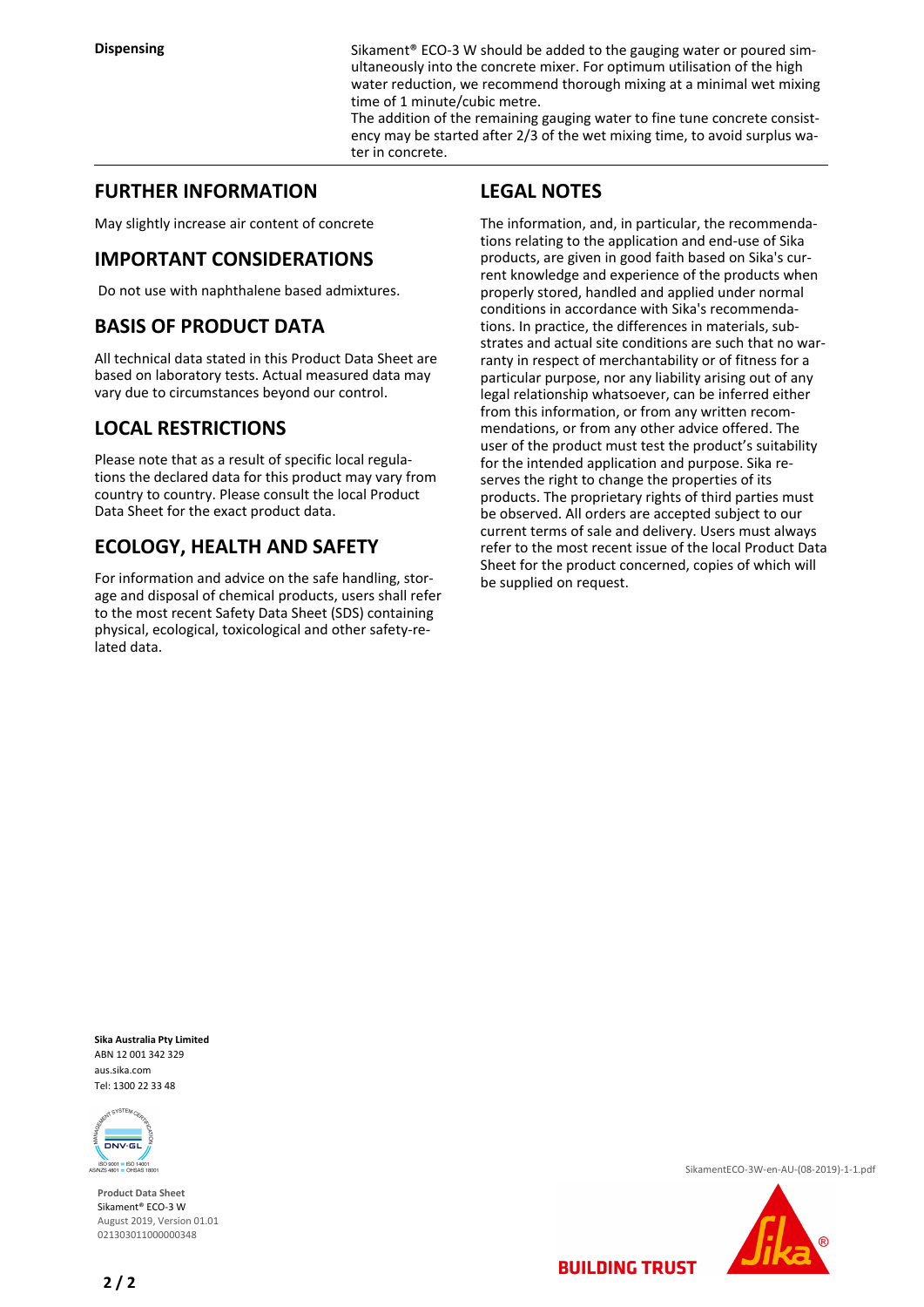**Dispensing**

Sikament® ECO-3 W should be added to the gauging water or poured simultaneously into the concrete mixer. For optimum utilisation of the high water reduction, we recommend thorough mixing at a minimal wet mixing time of 1 minute/cubic metre.
The addition of the remaining gauging water to fine tune concrete consistency may be started after 2/3 of the wet mixing time, to avoid surplus water in concrete.

## FURTHER INFORMATION

May slightly increase air content of concrete

## IMPORTANT CONSIDERATIONS

Do not use with naphthalene based admixtures.

## BASIS OF PRODUCT DATA

All technical data stated in this Product Data Sheet are based on laboratory tests. Actual measured data may vary due to circumstances beyond our control.

## LOCAL RESTRICTIONS

Please note that as a result of specific local regulations the declared data for this product may vary from country to country. Please consult the local Product Data Sheet for the exact product data.

## ECOLOGY, HEALTH AND SAFETY

For information and advice on the safe handling, storage and disposal of chemical products, users shall refer to the most recent Safety Data Sheet (SDS) containing physical, ecological, toxicological and other safety-related data.

## LEGAL NOTES

The information, and, in particular, the recommendations relating to the application and end-use of Sika products, are given in good faith based on Sika's current knowledge and experience of the products when properly stored, handled and applied under normal conditions in accordance with Sika's recommendations. In practice, the differences in materials, substrates and actual site conditions are such that no warranty in respect of merchantability or of fitness for a particular purpose, nor any liability arising out of any legal relationship whatsoever, can be inferred either from this information, or from any written recommendations, or from any other advice offered. The user of the product must test the product's suitability for the intended application and purpose. Sika reserves the right to change the properties of its products. The proprietary rights of third parties must be observed. All orders are accepted subject to our current terms of sale and delivery. Users must always refer to the most recent issue of the local Product Data Sheet for the product concerned, copies of which will be supplied on request.

**Sika Australia Pty Limited**
ABN 12 001 342 329
aus.sika.com
Tel: 1300 22 33 48

**Product Data Sheet**
Sikament® ECO-3 W
August 2019, Version 01.01
021303011000000348

SikamentECO-3W-en-AU-(08-2019)-1-1.pdf

**BUILDING TRUST**